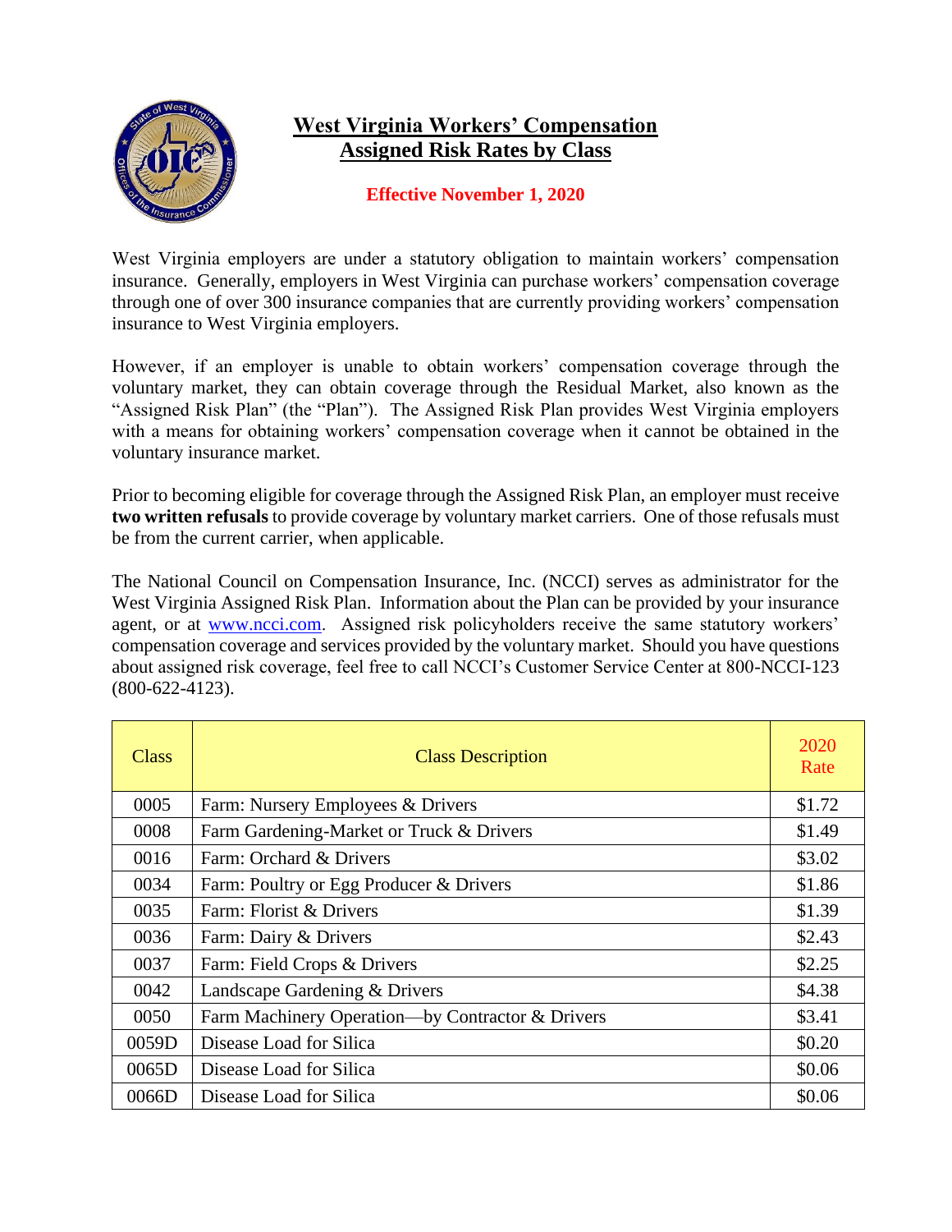# West Virginia Workers' Compensation
## Assigned Risk Rates by Class

**Effective November 1, 2020**

West Virginia employers are under a statutory obligation to maintain workers' compensation insurance. Generally, employers in West Virginia can purchase workers' compensation coverage through one of over 300 insurance companies that are currently providing workers' compensation insurance to West Virginia employers.

However, if an employer is unable to obtain workers' compensation coverage through the voluntary market, they can obtain coverage through the Residual Market, also known as the "Assigned Risk Plan" (the "Plan"). The Assigned Risk Plan provides West Virginia employers with a means for obtaining workers' compensation coverage when it cannot be obtained in the voluntary insurance market.

Prior to becoming eligible for coverage through the Assigned Risk Plan, an employer must receive **two written refusals** to provide coverage by voluntary market carriers. One of those refusals must be from the current carrier, when applicable.

The National Council on Compensation Insurance, Inc. (NCCI) serves as administrator for the West Virginia Assigned Risk Plan. Information about the Plan can be provided by your insurance agent, or at www.ncci.com. Assigned risk policyholders receive the same statutory workers' compensation coverage and services provided by the voluntary market. Should you have questions about assigned risk coverage, feel free to call NCCI's Customer Service Center at 800-NCCI-123 (800-622-4123).

| Class | Class Description | 2020 Rate |
|---|---|---|
| 0005 | Farm: Nursery Employees & Drivers | $1.72 |
| 0008 | Farm Gardening-Market or Truck & Drivers | $1.49 |
| 0016 | Farm: Orchard & Drivers | $3.02 |
| 0034 | Farm: Poultry or Egg Producer & Drivers | $1.86 |
| 0035 | Farm: Florist & Drivers | $1.39 |
| 0036 | Farm: Dairy & Drivers | $2.43 |
| 0037 | Farm: Field Crops & Drivers | $2.25 |
| 0042 | Landscape Gardening & Drivers | $4.38 |
| 0050 | Farm Machinery Operation—by Contractor & Drivers | $3.41 |
| 0059D | Disease Load for Silica | $0.20 |
| 0065D | Disease Load for Silica | $0.06 |
| 0066D | Disease Load for Silica | $0.06 |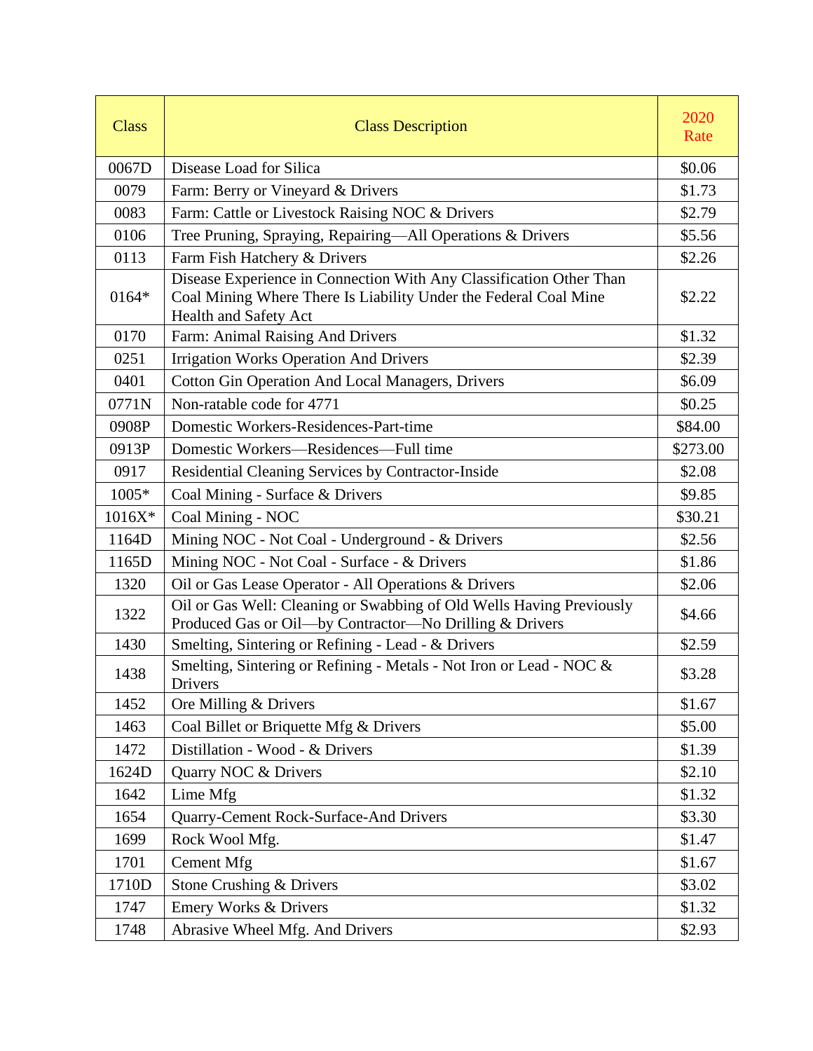| Class | Class Description | 2020 Rate |
|---|---|---|
| 0067D | Disease Load for Silica | $0.06 |
| 0079 | Farm: Berry or Vineyard & Drivers | $1.73 |
| 0083 | Farm: Cattle or Livestock Raising NOC & Drivers | $2.79 |
| 0106 | Tree Pruning, Spraying, Repairing—All Operations & Drivers | $5.56 |
| 0113 | Farm Fish Hatchery & Drivers | $2.26 |
| 0164* | Disease Experience in Connection With Any Classification Other Than Coal Mining Where There Is Liability Under the Federal Coal Mine Health and Safety Act | $2.22 |
| 0170 | Farm: Animal Raising And Drivers | $1.32 |
| 0251 | Irrigation Works Operation And Drivers | $2.39 |
| 0401 | Cotton Gin Operation And Local Managers, Drivers | $6.09 |
| 0771N | Non-ratable code for 4771 | $0.25 |
| 0908P | Domestic Workers-Residences-Part-time | $84.00 |
| 0913P | Domestic Workers—Residences—Full time | $273.00 |
| 0917 | Residential Cleaning Services by Contractor-Inside | $2.08 |
| 1005* | Coal Mining - Surface & Drivers | $9.85 |
| 1016X* | Coal Mining - NOC | $30.21 |
| 1164D | Mining NOC - Not Coal - Underground - & Drivers | $2.56 |
| 1165D | Mining NOC - Not Coal - Surface - & Drivers | $1.86 |
| 1320 | Oil or Gas Lease Operator - All Operations & Drivers | $2.06 |
| 1322 | Oil or Gas Well: Cleaning or Swabbing of Old Wells Having Previously Produced Gas or Oil—by Contractor—No Drilling & Drivers | $4.66 |
| 1430 | Smelting, Sintering or Refining - Lead - & Drivers | $2.59 |
| 1438 | Smelting, Sintering or Refining - Metals - Not Iron or Lead - NOC & Drivers | $3.28 |
| 1452 | Ore Milling & Drivers | $1.67 |
| 1463 | Coal Billet or Briquette Mfg & Drivers | $5.00 |
| 1472 | Distillation - Wood - & Drivers | $1.39 |
| 1624D | Quarry NOC & Drivers | $2.10 |
| 1642 | Lime Mfg | $1.32 |
| 1654 | Quarry-Cement Rock-Surface-And Drivers | $3.30 |
| 1699 | Rock Wool Mfg. | $1.47 |
| 1701 | Cement Mfg | $1.67 |
| 1710D | Stone Crushing & Drivers | $3.02 |
| 1747 | Emery Works & Drivers | $1.32 |
| 1748 | Abrasive Wheel Mfg. And Drivers | $2.93 |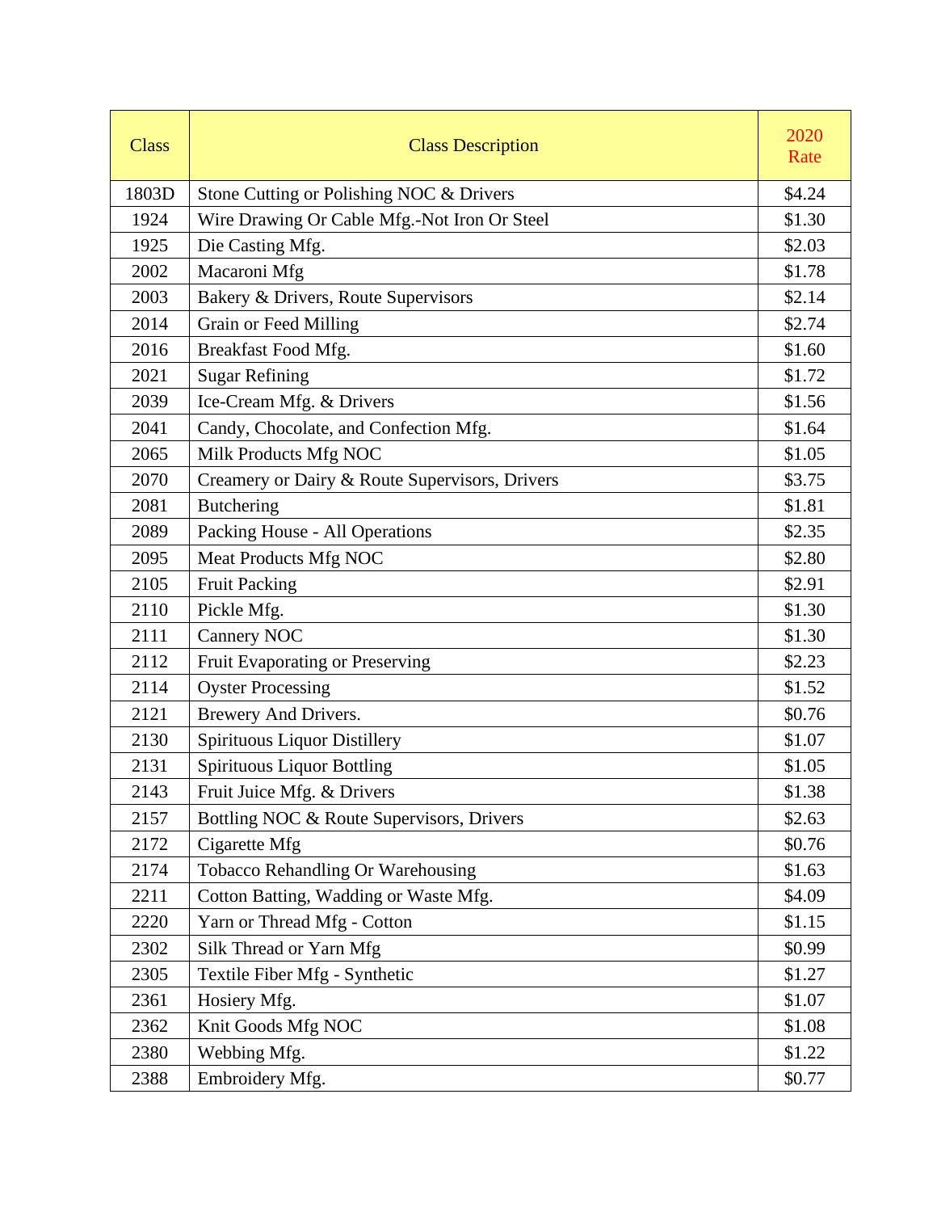| Class | Class Description | 2020 Rate |
|---|---|---|
| 1803D | Stone Cutting or Polishing NOC & Drivers | $4.24 |
| 1924 | Wire Drawing Or Cable Mfg.-Not Iron Or Steel | $1.30 |
| 1925 | Die Casting Mfg. | $2.03 |
| 2002 | Macaroni Mfg | $1.78 |
| 2003 | Bakery & Drivers, Route Supervisors | $2.14 |
| 2014 | Grain or Feed Milling | $2.74 |
| 2016 | Breakfast Food Mfg. | $1.60 |
| 2021 | Sugar Refining | $1.72 |
| 2039 | Ice-Cream Mfg. & Drivers | $1.56 |
| 2041 | Candy, Chocolate, and Confection Mfg. | $1.64 |
| 2065 | Milk Products Mfg NOC | $1.05 |
| 2070 | Creamery or Dairy & Route Supervisors, Drivers | $3.75 |
| 2081 | Butchering | $1.81 |
| 2089 | Packing House - All Operations | $2.35 |
| 2095 | Meat Products Mfg NOC | $2.80 |
| 2105 | Fruit Packing | $2.91 |
| 2110 | Pickle Mfg. | $1.30 |
| 2111 | Cannery NOC | $1.30 |
| 2112 | Fruit Evaporating or Preserving | $2.23 |
| 2114 | Oyster Processing | $1.52 |
| 2121 | Brewery And Drivers. | $0.76 |
| 2130 | Spirituous Liquor Distillery | $1.07 |
| 2131 | Spirituous Liquor Bottling | $1.05 |
| 2143 | Fruit Juice Mfg. & Drivers | $1.38 |
| 2157 | Bottling NOC & Route Supervisors, Drivers | $2.63 |
| 2172 | Cigarette Mfg | $0.76 |
| 2174 | Tobacco Rehandling Or Warehousing | $1.63 |
| 2211 | Cotton Batting, Wadding or Waste Mfg. | $4.09 |
| 2220 | Yarn or Thread Mfg - Cotton | $1.15 |
| 2302 | Silk Thread or Yarn Mfg | $0.99 |
| 2305 | Textile Fiber Mfg - Synthetic | $1.27 |
| 2361 | Hosiery Mfg. | $1.07 |
| 2362 | Knit Goods Mfg NOC | $1.08 |
| 2380 | Webbing Mfg. | $1.22 |
| 2388 | Embroidery Mfg. | $0.77 |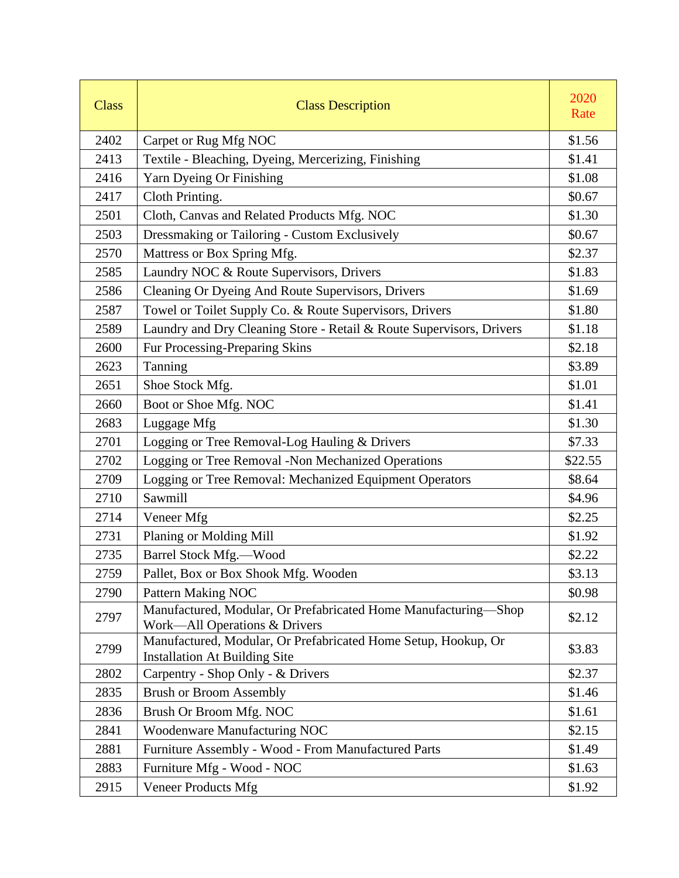| Class | Class Description | 2020 Rate |
|---|---|---|
| 2402 | Carpet or Rug Mfg NOC | $1.56 |
| 2413 | Textile - Bleaching, Dyeing, Mercerizing, Finishing | $1.41 |
| 2416 | Yarn Dyeing Or Finishing | $1.08 |
| 2417 | Cloth Printing. | $0.67 |
| 2501 | Cloth, Canvas and Related Products Mfg. NOC | $1.30 |
| 2503 | Dressmaking or Tailoring - Custom Exclusively | $0.67 |
| 2570 | Mattress or Box Spring Mfg. | $2.37 |
| 2585 | Laundry NOC & Route Supervisors, Drivers | $1.83 |
| 2586 | Cleaning Or Dyeing And Route Supervisors, Drivers | $1.69 |
| 2587 | Towel or Toilet Supply Co. & Route Supervisors, Drivers | $1.80 |
| 2589 | Laundry and Dry Cleaning Store - Retail & Route Supervisors, Drivers | $1.18 |
| 2600 | Fur Processing-Preparing Skins | $2.18 |
| 2623 | Tanning | $3.89 |
| 2651 | Shoe Stock Mfg. | $1.01 |
| 2660 | Boot or Shoe Mfg. NOC | $1.41 |
| 2683 | Luggage Mfg | $1.30 |
| 2701 | Logging or Tree Removal-Log Hauling & Drivers | $7.33 |
| 2702 | Logging or Tree Removal -Non Mechanized Operations | $22.55 |
| 2709 | Logging or Tree Removal: Mechanized Equipment Operators | $8.64 |
| 2710 | Sawmill | $4.96 |
| 2714 | Veneer Mfg | $2.25 |
| 2731 | Planing or Molding Mill | $1.92 |
| 2735 | Barrel Stock Mfg.—Wood | $2.22 |
| 2759 | Pallet, Box or Box Shook Mfg. Wooden | $3.13 |
| 2790 | Pattern Making NOC | $0.98 |
| 2797 | Manufactured, Modular, Or Prefabricated Home Manufacturing—Shop Work—All Operations & Drivers | $2.12 |
| 2799 | Manufactured, Modular, Or Prefabricated Home Setup, Hookup, Or Installation At Building Site | $3.83 |
| 2802 | Carpentry - Shop Only - & Drivers | $2.37 |
| 2835 | Brush or Broom Assembly | $1.46 |
| 2836 | Brush Or Broom Mfg. NOC | $1.61 |
| 2841 | Woodenware Manufacturing NOC | $2.15 |
| 2881 | Furniture Assembly - Wood - From Manufactured Parts | $1.49 |
| 2883 | Furniture Mfg - Wood - NOC | $1.63 |
| 2915 | Veneer Products Mfg | $1.92 |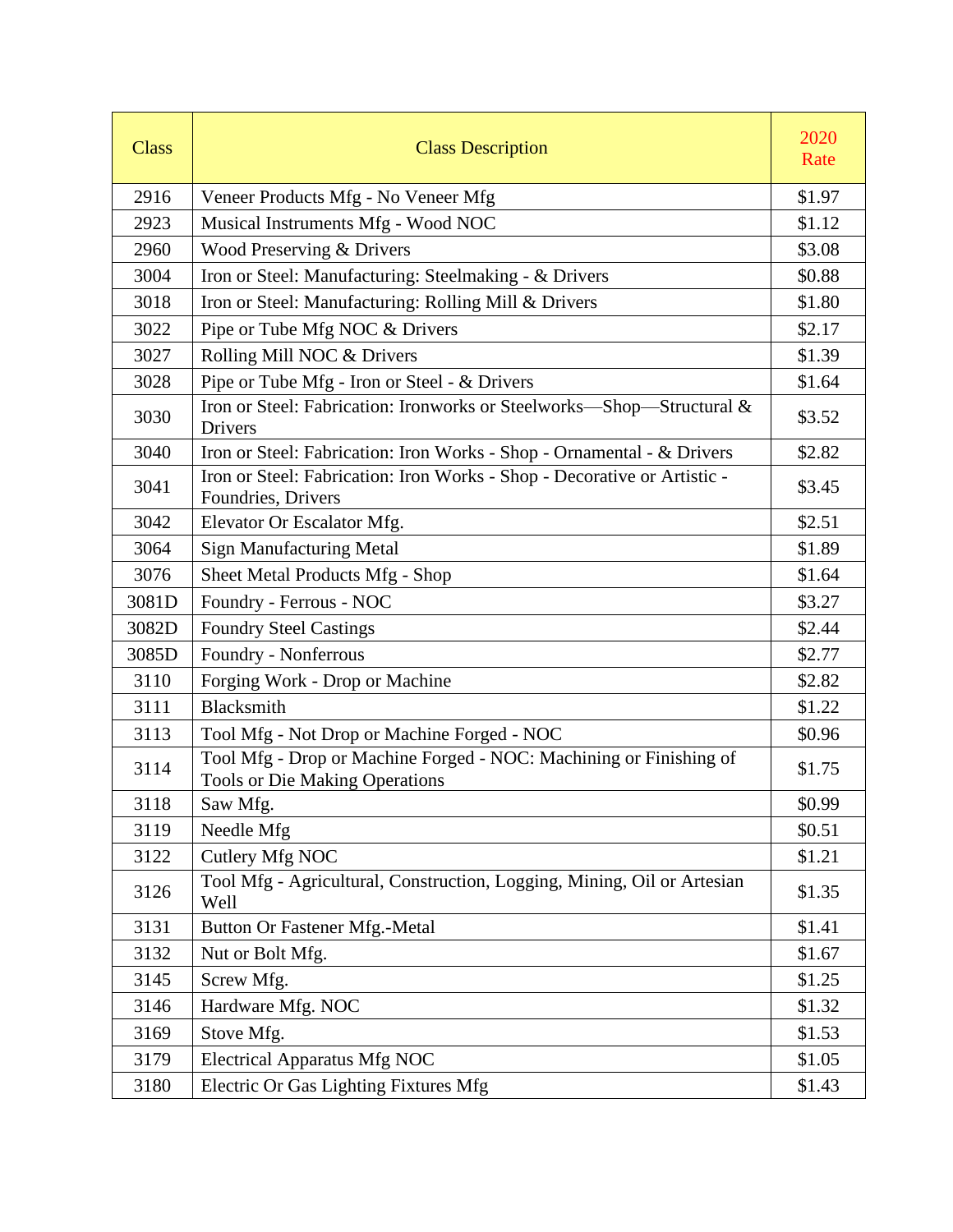| Class | Class Description | 2020 Rate |
|---|---|---|
| 2916 | Veneer Products Mfg - No Veneer Mfg | $1.97 |
| 2923 | Musical Instruments Mfg - Wood NOC | $1.12 |
| 2960 | Wood Preserving & Drivers | $3.08 |
| 3004 | Iron or Steel: Manufacturing: Steelmaking - & Drivers | $0.88 |
| 3018 | Iron or Steel: Manufacturing: Rolling Mill & Drivers | $1.80 |
| 3022 | Pipe or Tube Mfg NOC & Drivers | $2.17 |
| 3027 | Rolling Mill NOC & Drivers | $1.39 |
| 3028 | Pipe or Tube Mfg - Iron or Steel - & Drivers | $1.64 |
| 3030 | Iron or Steel: Fabrication: Ironworks or Steelworks—Shop—Structural & Drivers | $3.52 |
| 3040 | Iron or Steel: Fabrication: Iron Works - Shop - Ornamental - & Drivers | $2.82 |
| 3041 | Iron or Steel: Fabrication: Iron Works - Shop - Decorative or Artistic - Foundries, Drivers | $3.45 |
| 3042 | Elevator Or Escalator Mfg. | $2.51 |
| 3064 | Sign Manufacturing Metal | $1.89 |
| 3076 | Sheet Metal Products Mfg - Shop | $1.64 |
| 3081D | Foundry - Ferrous - NOC | $3.27 |
| 3082D | Foundry Steel Castings | $2.44 |
| 3085D | Foundry - Nonferrous | $2.77 |
| 3110 | Forging Work - Drop or Machine | $2.82 |
| 3111 | Blacksmith | $1.22 |
| 3113 | Tool Mfg - Not Drop or Machine Forged - NOC | $0.96 |
| 3114 | Tool Mfg - Drop or Machine Forged - NOC: Machining or Finishing of Tools or Die Making Operations | $1.75 |
| 3118 | Saw Mfg. | $0.99 |
| 3119 | Needle Mfg | $0.51 |
| 3122 | Cutlery Mfg NOC | $1.21 |
| 3126 | Tool Mfg - Agricultural, Construction, Logging, Mining, Oil or Artesian Well | $1.35 |
| 3131 | Button Or Fastener Mfg.-Metal | $1.41 |
| 3132 | Nut or Bolt Mfg. | $1.67 |
| 3145 | Screw Mfg. | $1.25 |
| 3146 | Hardware Mfg. NOC | $1.32 |
| 3169 | Stove Mfg. | $1.53 |
| 3179 | Electrical Apparatus Mfg NOC | $1.05 |
| 3180 | Electric Or Gas Lighting Fixtures Mfg | $1.43 |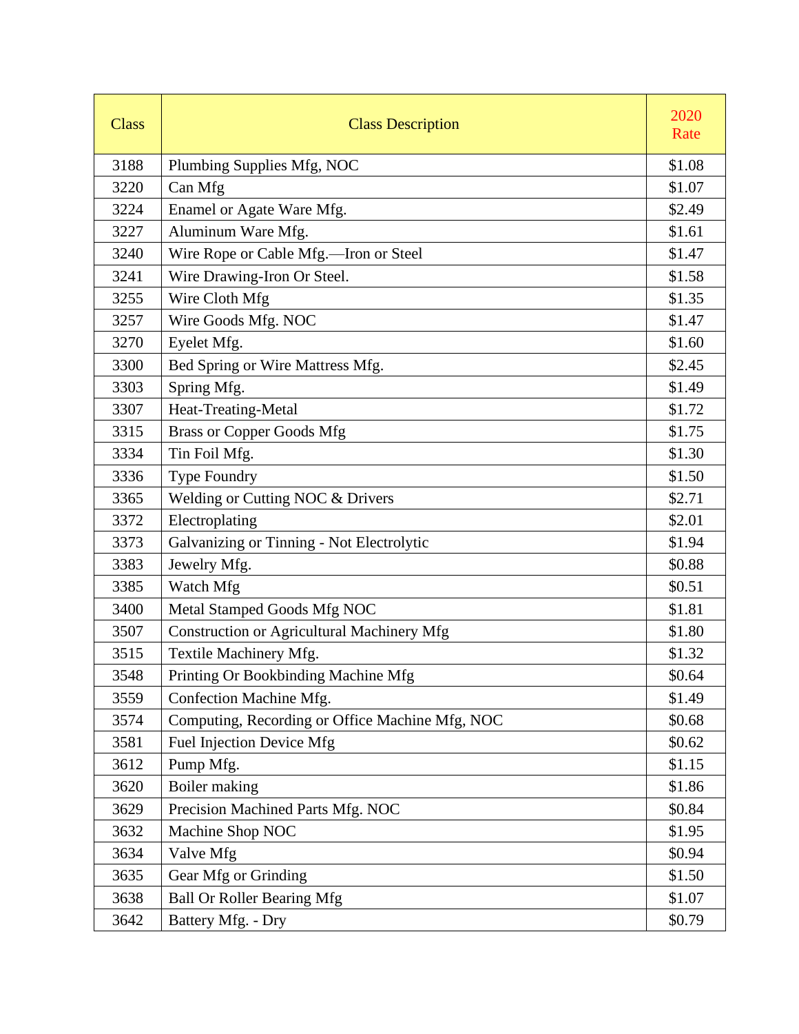| Class | Class Description | 2020 Rate |
|---|---|---|
| 3188 | Plumbing Supplies Mfg, NOC | $1.08 |
| 3220 | Can Mfg | $1.07 |
| 3224 | Enamel or Agate Ware Mfg. | $2.49 |
| 3227 | Aluminum Ware Mfg. | $1.61 |
| 3240 | Wire Rope or Cable Mfg.—Iron or Steel | $1.47 |
| 3241 | Wire Drawing-Iron Or Steel. | $1.58 |
| 3255 | Wire Cloth Mfg | $1.35 |
| 3257 | Wire Goods Mfg. NOC | $1.47 |
| 3270 | Eyelet Mfg. | $1.60 |
| 3300 | Bed Spring or Wire Mattress Mfg. | $2.45 |
| 3303 | Spring Mfg. | $1.49 |
| 3307 | Heat-Treating-Metal | $1.72 |
| 3315 | Brass or Copper Goods Mfg | $1.75 |
| 3334 | Tin Foil Mfg. | $1.30 |
| 3336 | Type Foundry | $1.50 |
| 3365 | Welding or Cutting NOC & Drivers | $2.71 |
| 3372 | Electroplating | $2.01 |
| 3373 | Galvanizing or Tinning - Not Electrolytic | $1.94 |
| 3383 | Jewelry Mfg. | $0.88 |
| 3385 | Watch Mfg | $0.51 |
| 3400 | Metal Stamped Goods Mfg NOC | $1.81 |
| 3507 | Construction or Agricultural Machinery Mfg | $1.80 |
| 3515 | Textile Machinery Mfg. | $1.32 |
| 3548 | Printing Or Bookbinding Machine Mfg | $0.64 |
| 3559 | Confection Machine Mfg. | $1.49 |
| 3574 | Computing, Recording or Office Machine Mfg, NOC | $0.68 |
| 3581 | Fuel Injection Device Mfg | $0.62 |
| 3612 | Pump Mfg. | $1.15 |
| 3620 | Boiler making | $1.86 |
| 3629 | Precision Machined Parts Mfg. NOC | $0.84 |
| 3632 | Machine Shop NOC | $1.95 |
| 3634 | Valve Mfg | $0.94 |
| 3635 | Gear Mfg or Grinding | $1.50 |
| 3638 | Ball Or Roller Bearing Mfg | $1.07 |
| 3642 | Battery Mfg. - Dry | $0.79 |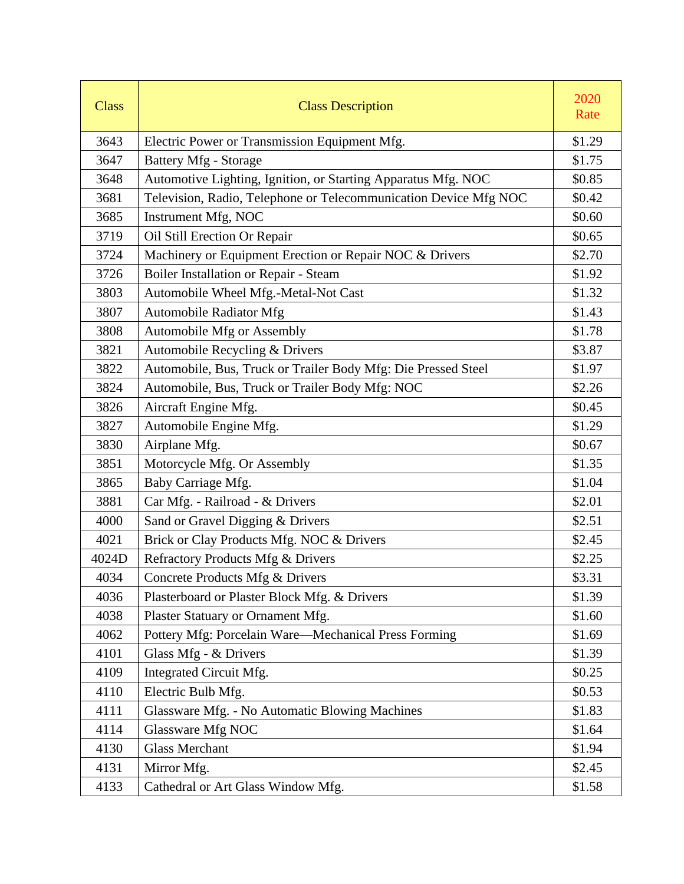| Class | Class Description | 2020 Rate |
|---|---|---|
| 3643 | Electric Power or Transmission Equipment Mfg. | $1.29 |
| 3647 | Battery Mfg - Storage | $1.75 |
| 3648 | Automotive Lighting, Ignition, or Starting Apparatus Mfg. NOC | $0.85 |
| 3681 | Television, Radio, Telephone or Telecommunication Device Mfg NOC | $0.42 |
| 3685 | Instrument Mfg, NOC | $0.60 |
| 3719 | Oil Still Erection Or Repair | $0.65 |
| 3724 | Machinery or Equipment Erection or Repair NOC & Drivers | $2.70 |
| 3726 | Boiler Installation or Repair - Steam | $1.92 |
| 3803 | Automobile Wheel Mfg.-Metal-Not Cast | $1.32 |
| 3807 | Automobile Radiator Mfg | $1.43 |
| 3808 | Automobile Mfg or Assembly | $1.78 |
| 3821 | Automobile Recycling & Drivers | $3.87 |
| 3822 | Automobile, Bus, Truck or Trailer Body Mfg: Die Pressed Steel | $1.97 |
| 3824 | Automobile, Bus, Truck or Trailer Body Mfg: NOC | $2.26 |
| 3826 | Aircraft Engine Mfg. | $0.45 |
| 3827 | Automobile Engine Mfg. | $1.29 |
| 3830 | Airplane Mfg. | $0.67 |
| 3851 | Motorcycle Mfg. Or Assembly | $1.35 |
| 3865 | Baby Carriage Mfg. | $1.04 |
| 3881 | Car Mfg. - Railroad - & Drivers | $2.01 |
| 4000 | Sand or Gravel Digging & Drivers | $2.51 |
| 4021 | Brick or Clay Products Mfg. NOC & Drivers | $2.45 |
| 4024D | Refractory Products Mfg & Drivers | $2.25 |
| 4034 | Concrete Products Mfg & Drivers | $3.31 |
| 4036 | Plasterboard or Plaster Block Mfg. & Drivers | $1.39 |
| 4038 | Plaster Statuary or Ornament Mfg. | $1.60 |
| 4062 | Pottery Mfg: Porcelain Ware—Mechanical Press Forming | $1.69 |
| 4101 | Glass Mfg - & Drivers | $1.39 |
| 4109 | Integrated Circuit Mfg. | $0.25 |
| 4110 | Electric Bulb Mfg. | $0.53 |
| 4111 | Glassware Mfg. - No Automatic Blowing Machines | $1.83 |
| 4114 | Glassware Mfg NOC | $1.64 |
| 4130 | Glass Merchant | $1.94 |
| 4131 | Mirror Mfg. | $2.45 |
| 4133 | Cathedral or Art Glass Window Mfg. | $1.58 |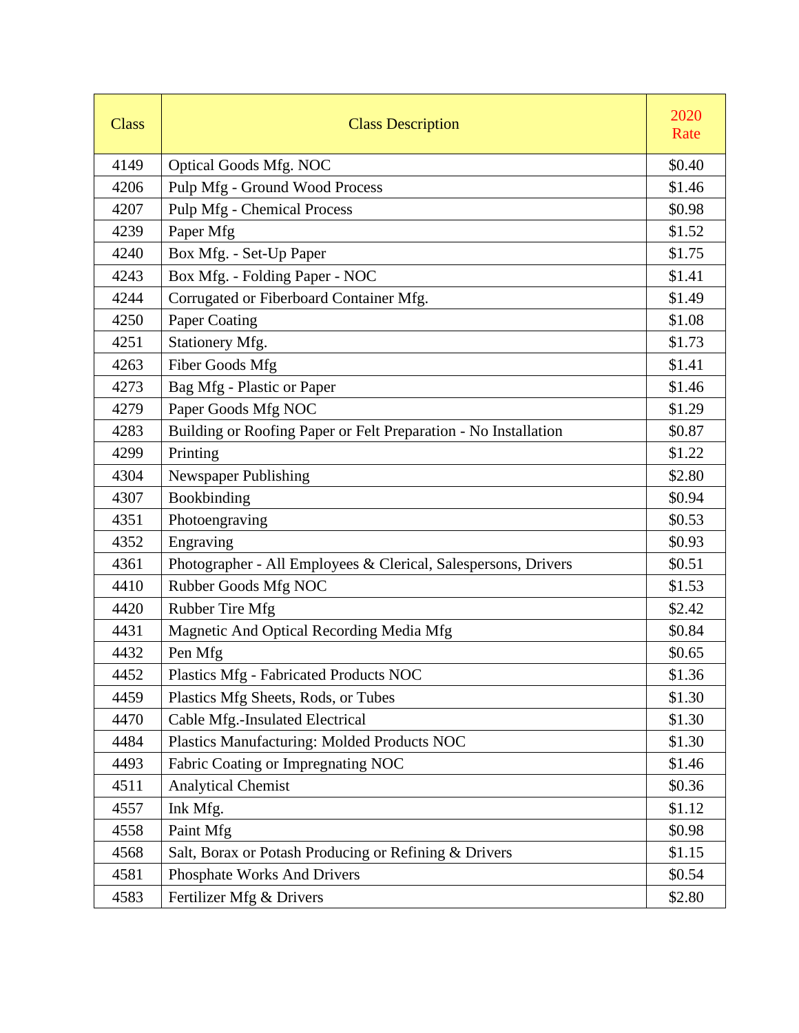| Class | Class Description | 2020 Rate |
|---|---|---|
| 4149 | Optical Goods Mfg. NOC | $0.40 |
| 4206 | Pulp Mfg - Ground Wood Process | $1.46 |
| 4207 | Pulp Mfg - Chemical Process | $0.98 |
| 4239 | Paper Mfg | $1.52 |
| 4240 | Box Mfg. - Set-Up Paper | $1.75 |
| 4243 | Box Mfg. - Folding Paper - NOC | $1.41 |
| 4244 | Corrugated or Fiberboard Container Mfg. | $1.49 |
| 4250 | Paper Coating | $1.08 |
| 4251 | Stationery Mfg. | $1.73 |
| 4263 | Fiber Goods Mfg | $1.41 |
| 4273 | Bag Mfg - Plastic or Paper | $1.46 |
| 4279 | Paper Goods Mfg NOC | $1.29 |
| 4283 | Building or Roofing Paper or Felt Preparation - No Installation | $0.87 |
| 4299 | Printing | $1.22 |
| 4304 | Newspaper Publishing | $2.80 |
| 4307 | Bookbinding | $0.94 |
| 4351 | Photoengraving | $0.53 |
| 4352 | Engraving | $0.93 |
| 4361 | Photographer - All Employees & Clerical, Salespersons, Drivers | $0.51 |
| 4410 | Rubber Goods Mfg NOC | $1.53 |
| 4420 | Rubber Tire Mfg | $2.42 |
| 4431 | Magnetic And Optical Recording Media Mfg | $0.84 |
| 4432 | Pen Mfg | $0.65 |
| 4452 | Plastics Mfg - Fabricated Products NOC | $1.36 |
| 4459 | Plastics Mfg Sheets, Rods, or Tubes | $1.30 |
| 4470 | Cable Mfg.-Insulated Electrical | $1.30 |
| 4484 | Plastics Manufacturing: Molded Products NOC | $1.30 |
| 4493 | Fabric Coating or Impregnating NOC | $1.46 |
| 4511 | Analytical Chemist | $0.36 |
| 4557 | Ink Mfg. | $1.12 |
| 4558 | Paint Mfg | $0.98 |
| 4568 | Salt, Borax or Potash Producing or Refining & Drivers | $1.15 |
| 4581 | Phosphate Works And Drivers | $0.54 |
| 4583 | Fertilizer Mfg & Drivers | $2.80 |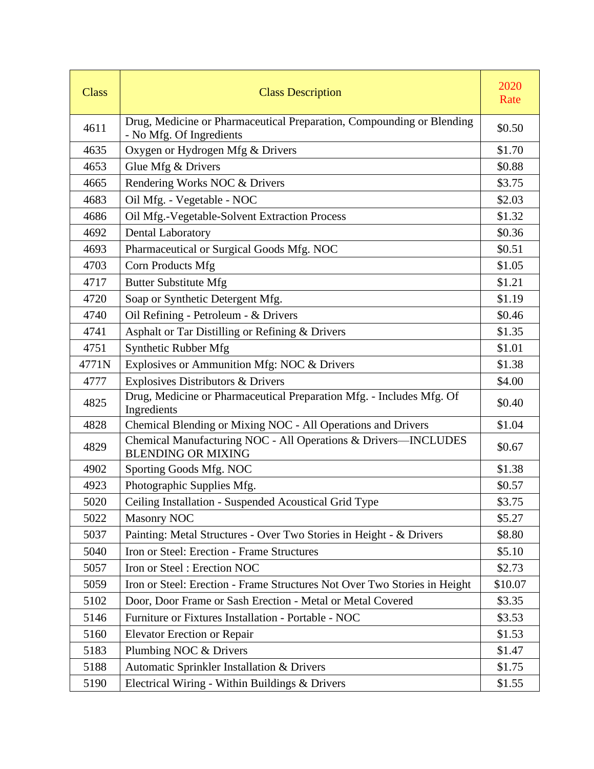| Class | Class Description | 2020 Rate |
|---|---|---|
| 4611 | Drug, Medicine or Pharmaceutical Preparation, Compounding or Blending - No Mfg. Of Ingredients | $0.50 |
| 4635 | Oxygen or Hydrogen Mfg & Drivers | $1.70 |
| 4653 | Glue Mfg & Drivers | $0.88 |
| 4665 | Rendering Works NOC & Drivers | $3.75 |
| 4683 | Oil Mfg. - Vegetable - NOC | $2.03 |
| 4686 | Oil Mfg.-Vegetable-Solvent Extraction Process | $1.32 |
| 4692 | Dental Laboratory | $0.36 |
| 4693 | Pharmaceutical or Surgical Goods Mfg. NOC | $0.51 |
| 4703 | Corn Products Mfg | $1.05 |
| 4717 | Butter Substitute Mfg | $1.21 |
| 4720 | Soap or Synthetic Detergent Mfg. | $1.19 |
| 4740 | Oil Refining - Petroleum - & Drivers | $0.46 |
| 4741 | Asphalt or Tar Distilling or Refining & Drivers | $1.35 |
| 4751 | Synthetic Rubber Mfg | $1.01 |
| 4771N | Explosives or Ammunition Mfg: NOC & Drivers | $1.38 |
| 4777 | Explosives Distributors & Drivers | $4.00 |
| 4825 | Drug, Medicine or Pharmaceutical Preparation Mfg. - Includes Mfg. Of Ingredients | $0.40 |
| 4828 | Chemical Blending or Mixing NOC - All Operations and Drivers | $1.04 |
| 4829 | Chemical Manufacturing NOC - All Operations & Drivers—INCLUDES BLENDING OR MIXING | $0.67 |
| 4902 | Sporting Goods Mfg. NOC | $1.38 |
| 4923 | Photographic Supplies Mfg. | $0.57 |
| 5020 | Ceiling Installation - Suspended Acoustical Grid Type | $3.75 |
| 5022 | Masonry NOC | $5.27 |
| 5037 | Painting: Metal Structures - Over Two Stories in Height - & Drivers | $8.80 |
| 5040 | Iron or Steel: Erection - Frame Structures | $5.10 |
| 5057 | Iron or Steel : Erection NOC | $2.73 |
| 5059 | Iron or Steel: Erection - Frame Structures Not Over Two Stories in Height | $10.07 |
| 5102 | Door, Door Frame or Sash Erection - Metal or Metal Covered | $3.35 |
| 5146 | Furniture or Fixtures Installation - Portable - NOC | $3.53 |
| 5160 | Elevator Erection or Repair | $1.53 |
| 5183 | Plumbing NOC & Drivers | $1.47 |
| 5188 | Automatic Sprinkler Installation & Drivers | $1.75 |
| 5190 | Electrical Wiring - Within Buildings & Drivers | $1.55 |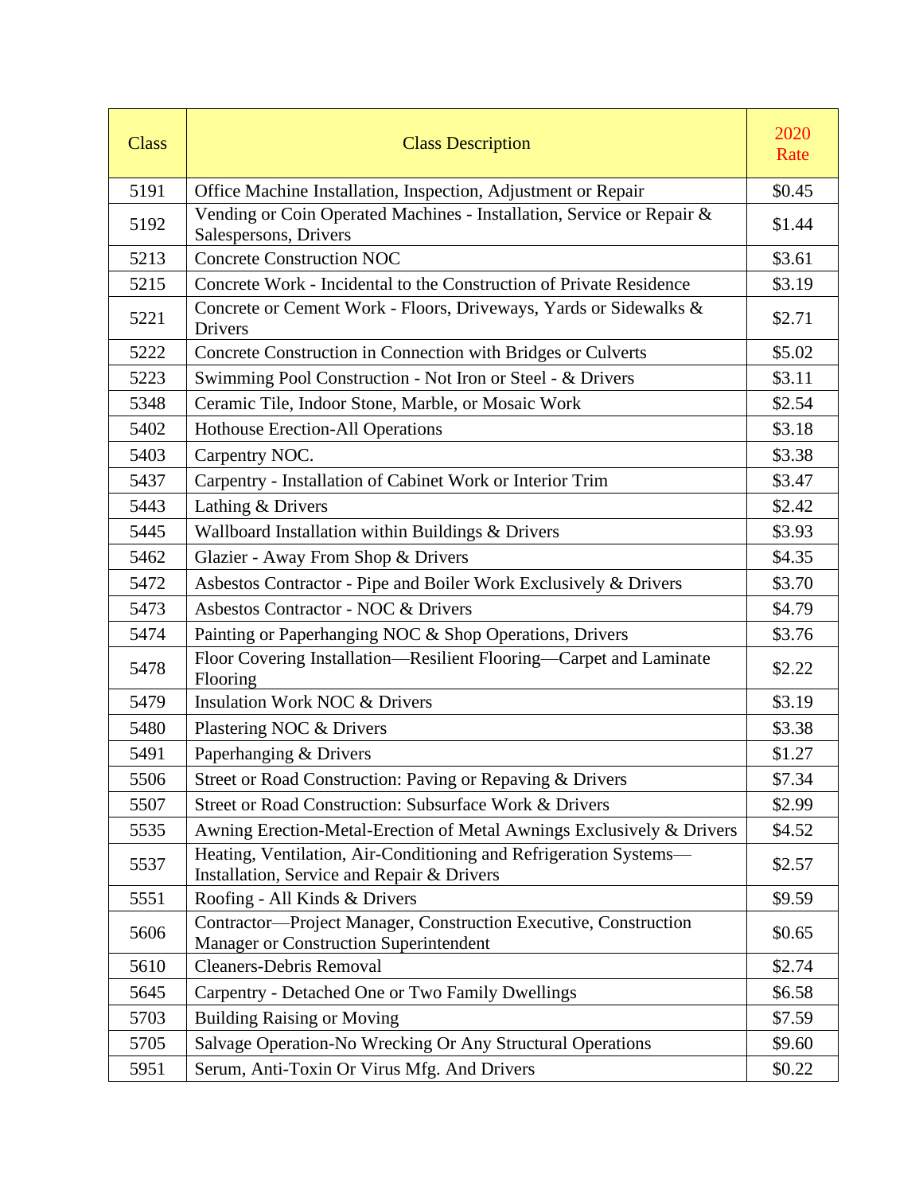| Class | Class Description | 2020 Rate |
|---|---|---|
| 5191 | Office Machine Installation, Inspection, Adjustment or Repair | $0.45 |
| 5192 | Vending or Coin Operated Machines - Installation, Service or Repair & Salespersons, Drivers | $1.44 |
| 5213 | Concrete Construction NOC | $3.61 |
| 5215 | Concrete Work - Incidental to the Construction of Private Residence | $3.19 |
| 5221 | Concrete or Cement Work - Floors, Driveways, Yards or Sidewalks & Drivers | $2.71 |
| 5222 | Concrete Construction in Connection with Bridges or Culverts | $5.02 |
| 5223 | Swimming Pool Construction - Not Iron or Steel - & Drivers | $3.11 |
| 5348 | Ceramic Tile, Indoor Stone, Marble, or Mosaic Work | $2.54 |
| 5402 | Hothouse Erection-All Operations | $3.18 |
| 5403 | Carpentry NOC. | $3.38 |
| 5437 | Carpentry - Installation of Cabinet Work or Interior Trim | $3.47 |
| 5443 | Lathing & Drivers | $2.42 |
| 5445 | Wallboard Installation within Buildings & Drivers | $3.93 |
| 5462 | Glazier - Away From Shop & Drivers | $4.35 |
| 5472 | Asbestos Contractor - Pipe and Boiler Work Exclusively & Drivers | $3.70 |
| 5473 | Asbestos Contractor - NOC & Drivers | $4.79 |
| 5474 | Painting or Paperhanging NOC & Shop Operations, Drivers | $3.76 |
| 5478 | Floor Covering Installation—Resilient Flooring—Carpet and Laminate Flooring | $2.22 |
| 5479 | Insulation Work NOC & Drivers | $3.19 |
| 5480 | Plastering NOC & Drivers | $3.38 |
| 5491 | Paperhanging & Drivers | $1.27 |
| 5506 | Street or Road Construction: Paving or Repaving & Drivers | $7.34 |
| 5507 | Street or Road Construction: Subsurface Work & Drivers | $2.99 |
| 5535 | Awning Erection-Metal-Erection of Metal Awnings Exclusively & Drivers | $4.52 |
| 5537 | Heating, Ventilation, Air-Conditioning and Refrigeration Systems—Installation, Service and Repair & Drivers | $2.57 |
| 5551 | Roofing - All Kinds & Drivers | $9.59 |
| 5606 | Contractor—Project Manager, Construction Executive, Construction Manager or Construction Superintendent | $0.65 |
| 5610 | Cleaners-Debris Removal | $2.74 |
| 5645 | Carpentry - Detached One or Two Family Dwellings | $6.58 |
| 5703 | Building Raising or Moving | $7.59 |
| 5705 | Salvage Operation-No Wrecking Or Any Structural Operations | $9.60 |
| 5951 | Serum, Anti-Toxin Or Virus Mfg. And Drivers | $0.22 |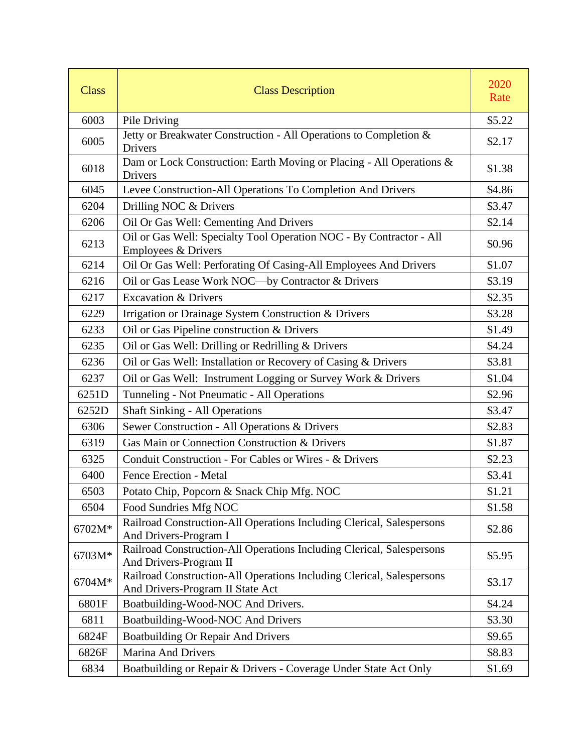| Class | Class Description | 2020 Rate |
|---|---|---|
| 6003 | Pile Driving | $5.22 |
| 6005 | Jetty or Breakwater Construction - All Operations to Completion & Drivers | $2.17 |
| 6018 | Dam or Lock Construction: Earth Moving or Placing - All Operations & Drivers | $1.38 |
| 6045 | Levee Construction-All Operations To Completion And Drivers | $4.86 |
| 6204 | Drilling NOC & Drivers | $3.47 |
| 6206 | Oil Or Gas Well: Cementing And Drivers | $2.14 |
| 6213 | Oil or Gas Well: Specialty Tool Operation NOC - By Contractor - All Employees & Drivers | $0.96 |
| 6214 | Oil Or Gas Well: Perforating Of Casing-All Employees And Drivers | $1.07 |
| 6216 | Oil or Gas Lease Work NOC—by Contractor & Drivers | $3.19 |
| 6217 | Excavation & Drivers | $2.35 |
| 6229 | Irrigation or Drainage System Construction & Drivers | $3.28 |
| 6233 | Oil or Gas Pipeline construction & Drivers | $1.49 |
| 6235 | Oil or Gas Well: Drilling or Redrilling & Drivers | $4.24 |
| 6236 | Oil or Gas Well: Installation or Recovery of Casing & Drivers | $3.81 |
| 6237 | Oil or Gas Well: Instrument Logging or Survey Work & Drivers | $1.04 |
| 6251D | Tunneling - Not Pneumatic - All Operations | $2.96 |
| 6252D | Shaft Sinking - All Operations | $3.47 |
| 6306 | Sewer Construction - All Operations & Drivers | $2.83 |
| 6319 | Gas Main or Connection Construction & Drivers | $1.87 |
| 6325 | Conduit Construction - For Cables or Wires - & Drivers | $2.23 |
| 6400 | Fence Erection - Metal | $3.41 |
| 6503 | Potato Chip, Popcorn & Snack Chip Mfg. NOC | $1.21 |
| 6504 | Food Sundries Mfg NOC | $1.58 |
| 6702M* | Railroad Construction-All Operations Including Clerical, Salespersons And Drivers-Program I | $2.86 |
| 6703M* | Railroad Construction-All Operations Including Clerical, Salespersons And Drivers-Program II | $5.95 |
| 6704M* | Railroad Construction-All Operations Including Clerical, Salespersons And Drivers-Program II State Act | $3.17 |
| 6801F | Boatbuilding-Wood-NOC And Drivers. | $4.24 |
| 6811 | Boatbuilding-Wood-NOC And Drivers | $3.30 |
| 6824F | Boatbuilding Or Repair And Drivers | $9.65 |
| 6826F | Marina And Drivers | $8.83 |
| 6834 | Boatbuilding or Repair & Drivers - Coverage Under State Act Only | $1.69 |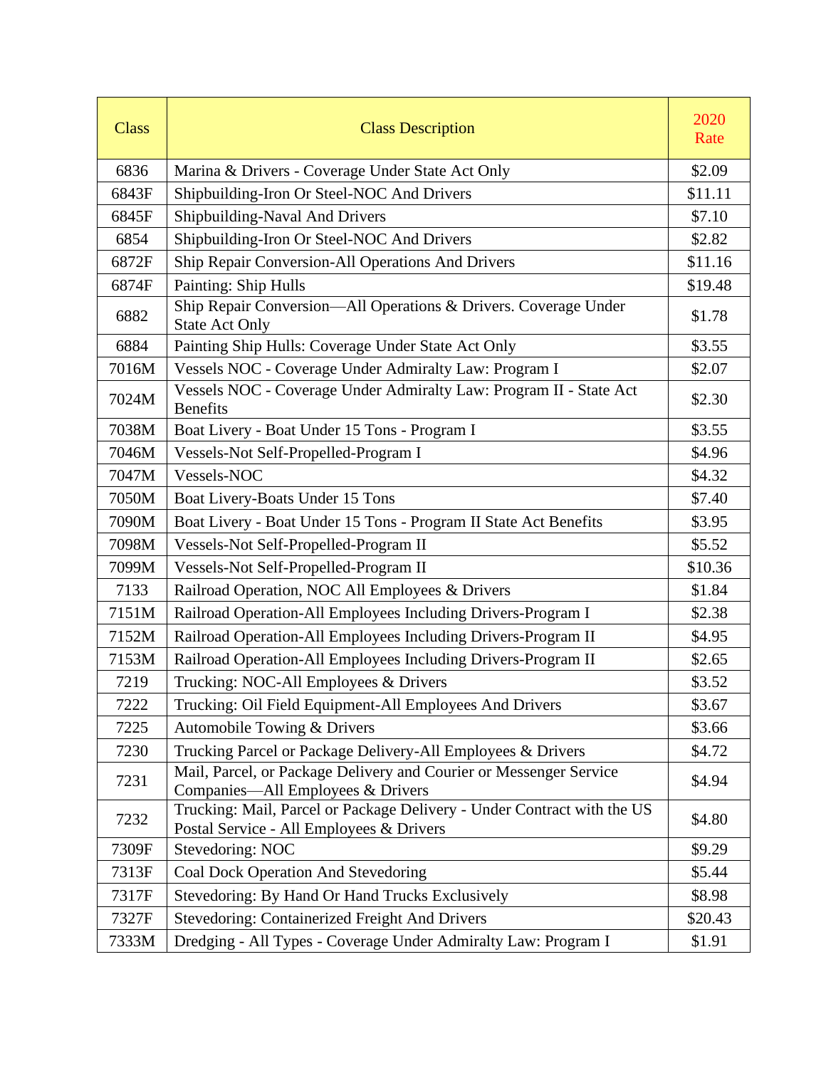| Class | Class Description | 2020 Rate |
|---|---|---|
| 6836 | Marina & Drivers - Coverage Under State Act Only | $2.09 |
| 6843F | Shipbuilding-Iron Or Steel-NOC And Drivers | $11.11 |
| 6845F | Shipbuilding-Naval And Drivers | $7.10 |
| 6854 | Shipbuilding-Iron Or Steel-NOC And Drivers | $2.82 |
| 6872F | Ship Repair Conversion-All Operations And Drivers | $11.16 |
| 6874F | Painting: Ship Hulls | $19.48 |
| 6882 | Ship Repair Conversion—All Operations & Drivers. Coverage Under State Act Only | $1.78 |
| 6884 | Painting Ship Hulls: Coverage Under State Act Only | $3.55 |
| 7016M | Vessels NOC - Coverage Under Admiralty Law: Program I | $2.07 |
| 7024M | Vessels NOC - Coverage Under Admiralty Law: Program II - State Act Benefits | $2.30 |
| 7038M | Boat Livery - Boat Under 15 Tons - Program I | $3.55 |
| 7046M | Vessels-Not Self-Propelled-Program I | $4.96 |
| 7047M | Vessels-NOC | $4.32 |
| 7050M | Boat Livery-Boats Under 15 Tons | $7.40 |
| 7090M | Boat Livery - Boat Under 15 Tons - Program II State Act Benefits | $3.95 |
| 7098M | Vessels-Not Self-Propelled-Program II | $5.52 |
| 7099M | Vessels-Not Self-Propelled-Program II | $10.36 |
| 7133 | Railroad Operation, NOC All Employees & Drivers | $1.84 |
| 7151M | Railroad Operation-All Employees Including Drivers-Program I | $2.38 |
| 7152M | Railroad Operation-All Employees Including Drivers-Program II | $4.95 |
| 7153M | Railroad Operation-All Employees Including Drivers-Program II | $2.65 |
| 7219 | Trucking: NOC-All Employees & Drivers | $3.52 |
| 7222 | Trucking: Oil Field Equipment-All Employees And Drivers | $3.67 |
| 7225 | Automobile Towing & Drivers | $3.66 |
| 7230 | Trucking Parcel or Package Delivery-All Employees & Drivers | $4.72 |
| 7231 | Mail, Parcel, or Package Delivery and Courier or Messenger Service Companies—All Employees & Drivers | $4.94 |
| 7232 | Trucking: Mail, Parcel or Package Delivery - Under Contract with the US Postal Service - All Employees & Drivers | $4.80 |
| 7309F | Stevedoring: NOC | $9.29 |
| 7313F | Coal Dock Operation And Stevedoring | $5.44 |
| 7317F | Stevedoring: By Hand Or Hand Trucks Exclusively | $8.98 |
| 7327F | Stevedoring: Containerized Freight And Drivers | $20.43 |
| 7333M | Dredging - All Types - Coverage Under Admiralty Law: Program I | $1.91 |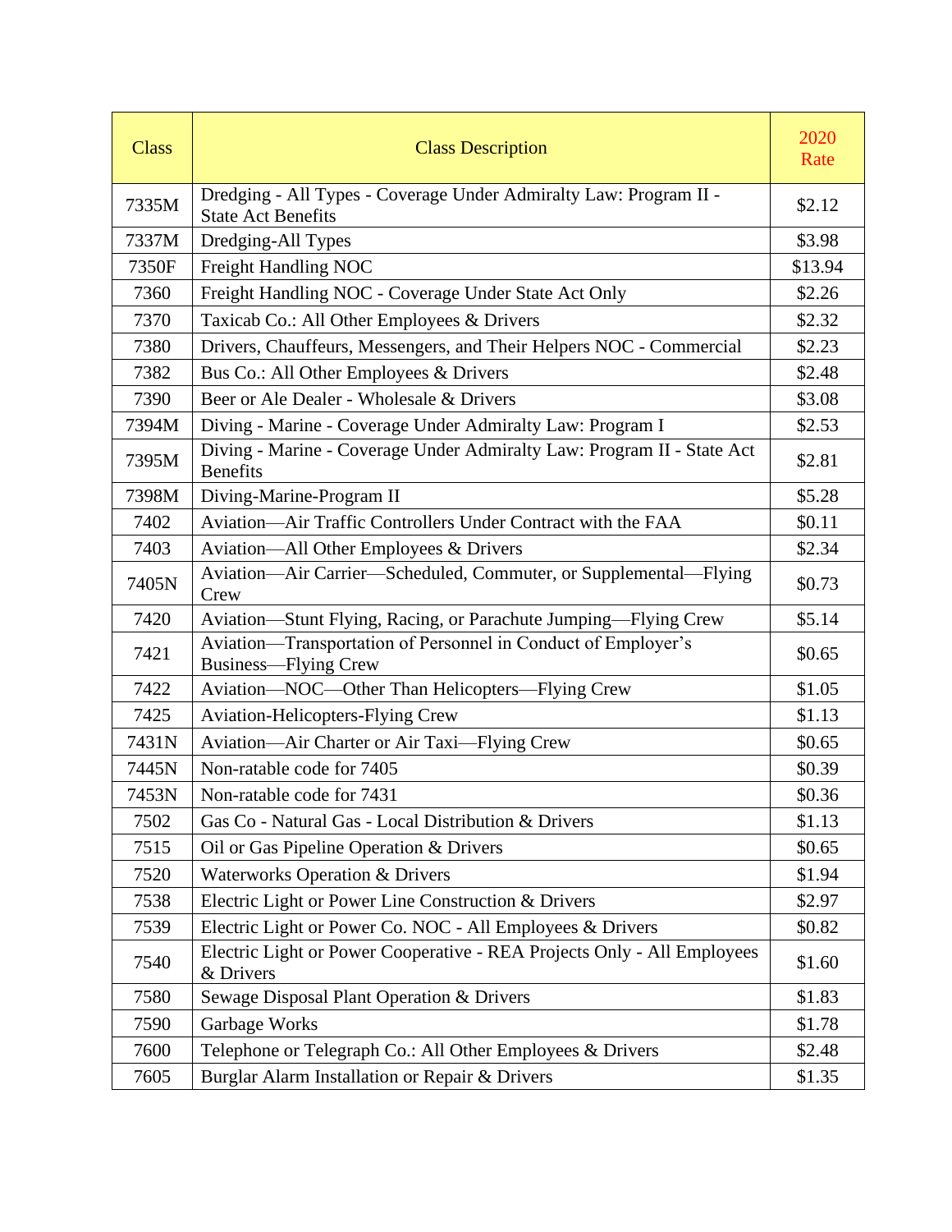| Class | Class Description | 2020 Rate |
| --- | --- | --- |
| 7335M | Dredging - All Types - Coverage Under Admiralty Law: Program II - State Act Benefits | $2.12 |
| 7337M | Dredging-All Types | $3.98 |
| 7350F | Freight Handling NOC | $13.94 |
| 7360 | Freight Handling NOC - Coverage Under State Act Only | $2.26 |
| 7370 | Taxicab Co.: All Other Employees & Drivers | $2.32 |
| 7380 | Drivers, Chauffeurs, Messengers, and Their Helpers NOC - Commercial | $2.23 |
| 7382 | Bus Co.: All Other Employees & Drivers | $2.48 |
| 7390 | Beer or Ale Dealer - Wholesale & Drivers | $3.08 |
| 7394M | Diving - Marine - Coverage Under Admiralty Law: Program I | $2.53 |
| 7395M | Diving - Marine - Coverage Under Admiralty Law: Program II - State Act Benefits | $2.81 |
| 7398M | Diving-Marine-Program II | $5.28 |
| 7402 | Aviation—Air Traffic Controllers Under Contract with the FAA | $0.11 |
| 7403 | Aviation—All Other Employees & Drivers | $2.34 |
| 7405N | Aviation—Air Carrier—Scheduled, Commuter, or Supplemental—Flying Crew | $0.73 |
| 7420 | Aviation—Stunt Flying, Racing, or Parachute Jumping—Flying Crew | $5.14 |
| 7421 | Aviation—Transportation of Personnel in Conduct of Employer's Business—Flying Crew | $0.65 |
| 7422 | Aviation—NOC—Other Than Helicopters—Flying Crew | $1.05 |
| 7425 | Aviation-Helicopters-Flying Crew | $1.13 |
| 7431N | Aviation—Air Charter or Air Taxi—Flying Crew | $0.65 |
| 7445N | Non-ratable code for 7405 | $0.39 |
| 7453N | Non-ratable code for 7431 | $0.36 |
| 7502 | Gas Co - Natural Gas - Local Distribution & Drivers | $1.13 |
| 7515 | Oil or Gas Pipeline Operation & Drivers | $0.65 |
| 7520 | Waterworks Operation & Drivers | $1.94 |
| 7538 | Electric Light or Power Line Construction & Drivers | $2.97 |
| 7539 | Electric Light or Power Co. NOC - All Employees & Drivers | $0.82 |
| 7540 | Electric Light or Power Cooperative - REA Projects Only - All Employees & Drivers | $1.60 |
| 7580 | Sewage Disposal Plant Operation & Drivers | $1.83 |
| 7590 | Garbage Works | $1.78 |
| 7600 | Telephone or Telegraph Co.: All Other Employees & Drivers | $2.48 |
| 7605 | Burglar Alarm Installation or Repair & Drivers | $1.35 |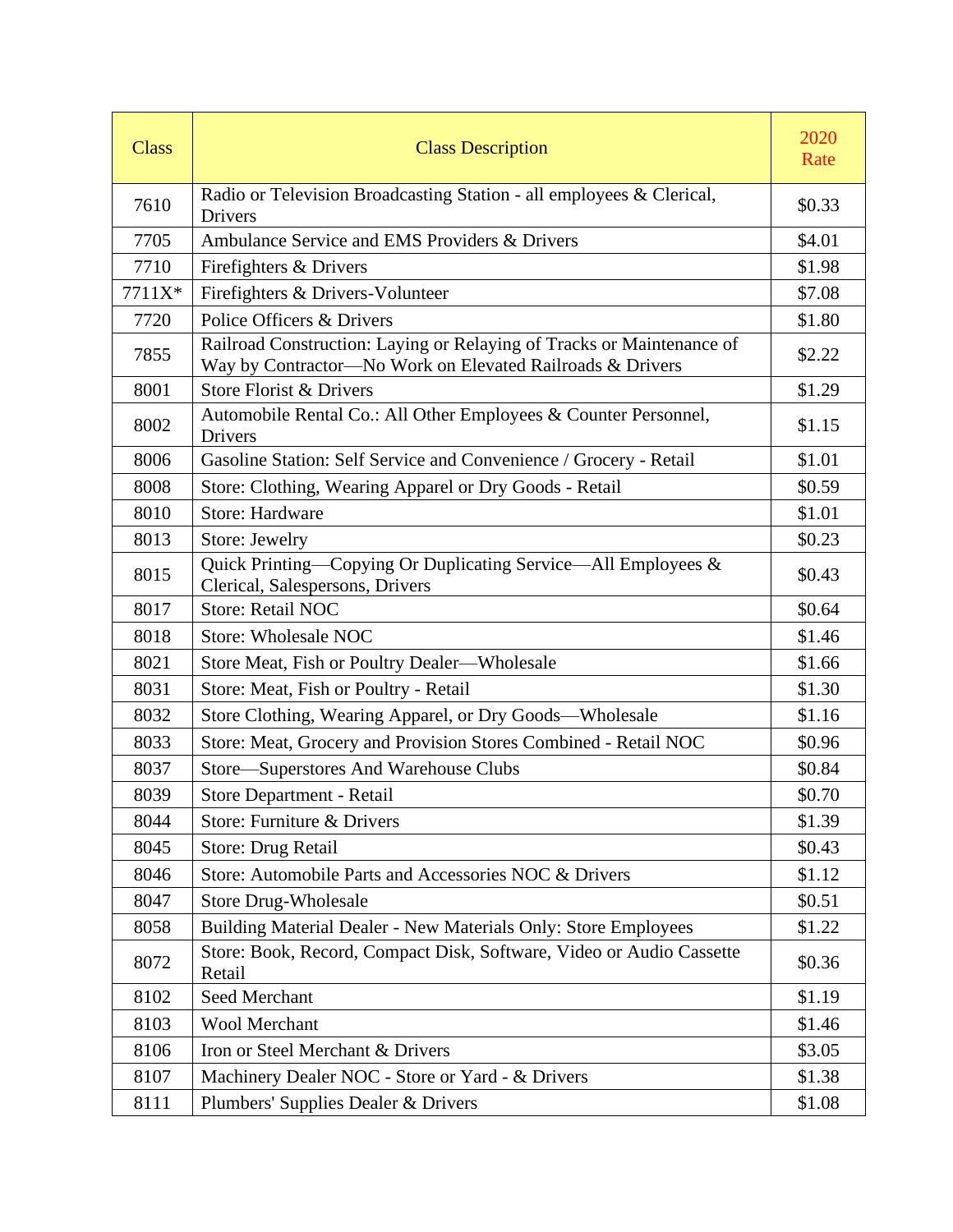| Class | Class Description | 2020 Rate |
| --- | --- | --- |
| 7610 | Radio or Television Broadcasting Station - all employees & Clerical, Drivers | $0.33 |
| 7705 | Ambulance Service and EMS Providers & Drivers | $4.01 |
| 7710 | Firefighters & Drivers | $1.98 |
| 7711X* | Firefighters & Drivers-Volunteer | $7.08 |
| 7720 | Police Officers & Drivers | $1.80 |
| 7855 | Railroad Construction: Laying or Relaying of Tracks or Maintenance of Way by Contractor—No Work on Elevated Railroads & Drivers | $2.22 |
| 8001 | Store Florist & Drivers | $1.29 |
| 8002 | Automobile Rental Co.: All Other Employees & Counter Personnel, Drivers | $1.15 |
| 8006 | Gasoline Station: Self Service and Convenience / Grocery - Retail | $1.01 |
| 8008 | Store: Clothing, Wearing Apparel or Dry Goods - Retail | $0.59 |
| 8010 | Store: Hardware | $1.01 |
| 8013 | Store: Jewelry | $0.23 |
| 8015 | Quick Printing—Copying Or Duplicating Service—All Employees & Clerical, Salespersons, Drivers | $0.43 |
| 8017 | Store: Retail NOC | $0.64 |
| 8018 | Store: Wholesale NOC | $1.46 |
| 8021 | Store Meat, Fish or Poultry Dealer—Wholesale | $1.66 |
| 8031 | Store: Meat, Fish or Poultry - Retail | $1.30 |
| 8032 | Store Clothing, Wearing Apparel, or Dry Goods—Wholesale | $1.16 |
| 8033 | Store: Meat, Grocery and Provision Stores Combined - Retail NOC | $0.96 |
| 8037 | Store—Superstores And Warehouse Clubs | $0.84 |
| 8039 | Store Department - Retail | $0.70 |
| 8044 | Store: Furniture & Drivers | $1.39 |
| 8045 | Store: Drug Retail | $0.43 |
| 8046 | Store: Automobile Parts and Accessories NOC & Drivers | $1.12 |
| 8047 | Store Drug-Wholesale | $0.51 |
| 8058 | Building Material Dealer - New Materials Only: Store Employees | $1.22 |
| 8072 | Store: Book, Record, Compact Disk, Software, Video or Audio Cassette Retail | $0.36 |
| 8102 | Seed Merchant | $1.19 |
| 8103 | Wool Merchant | $1.46 |
| 8106 | Iron or Steel Merchant & Drivers | $3.05 |
| 8107 | Machinery Dealer NOC - Store or Yard - & Drivers | $1.38 |
| 8111 | Plumbers' Supplies Dealer & Drivers | $1.08 |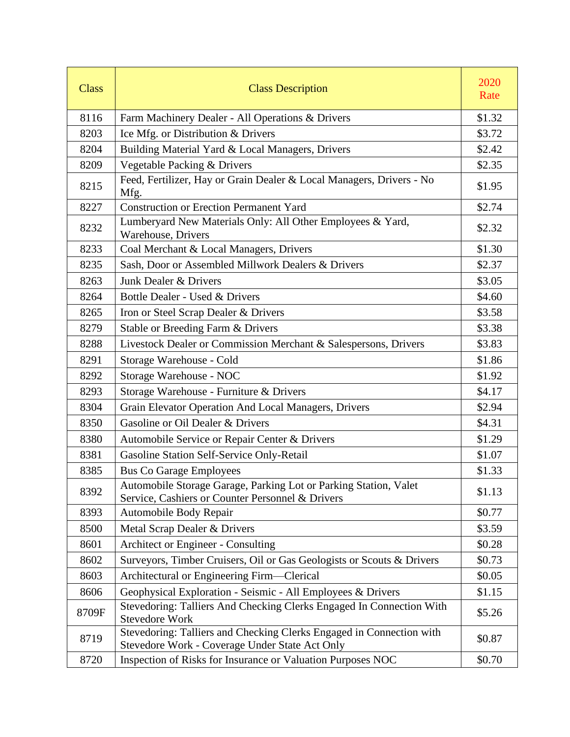| Class | Class Description | 2020 Rate |
|---|---|---|
| 8116 | Farm Machinery Dealer - All Operations & Drivers | $1.32 |
| 8203 | Ice Mfg. or Distribution & Drivers | $3.72 |
| 8204 | Building Material Yard & Local Managers, Drivers | $2.42 |
| 8209 | Vegetable Packing & Drivers | $2.35 |
| 8215 | Feed, Fertilizer, Hay or Grain Dealer & Local Managers, Drivers - No Mfg. | $1.95 |
| 8227 | Construction or Erection Permanent Yard | $2.74 |
| 8232 | Lumberyard New Materials Only: All Other Employees & Yard, Warehouse, Drivers | $2.32 |
| 8233 | Coal Merchant & Local Managers, Drivers | $1.30 |
| 8235 | Sash, Door or Assembled Millwork Dealers & Drivers | $2.37 |
| 8263 | Junk Dealer & Drivers | $3.05 |
| 8264 | Bottle Dealer - Used & Drivers | $4.60 |
| 8265 | Iron or Steel Scrap Dealer & Drivers | $3.58 |
| 8279 | Stable or Breeding Farm & Drivers | $3.38 |
| 8288 | Livestock Dealer or Commission Merchant & Salespersons, Drivers | $3.83 |
| 8291 | Storage Warehouse - Cold | $1.86 |
| 8292 | Storage Warehouse - NOC | $1.92 |
| 8293 | Storage Warehouse - Furniture & Drivers | $4.17 |
| 8304 | Grain Elevator Operation And Local Managers, Drivers | $2.94 |
| 8350 | Gasoline or Oil Dealer & Drivers | $4.31 |
| 8380 | Automobile Service or Repair Center & Drivers | $1.29 |
| 8381 | Gasoline Station Self-Service Only-Retail | $1.07 |
| 8385 | Bus Co Garage Employees | $1.33 |
| 8392 | Automobile Storage Garage, Parking Lot or Parking Station, Valet Service, Cashiers or Counter Personnel & Drivers | $1.13 |
| 8393 | Automobile Body Repair | $0.77 |
| 8500 | Metal Scrap Dealer & Drivers | $3.59 |
| 8601 | Architect or Engineer - Consulting | $0.28 |
| 8602 | Surveyors, Timber Cruisers, Oil or Gas Geologists or Scouts & Drivers | $0.73 |
| 8603 | Architectural or Engineering Firm—Clerical | $0.05 |
| 8606 | Geophysical Exploration - Seismic - All Employees & Drivers | $1.15 |
| 8709F | Stevedoring: Talliers And Checking Clerks Engaged In Connection With Stevedore Work | $5.26 |
| 8719 | Stevedoring: Talliers and Checking Clerks Engaged in Connection with Stevedore Work - Coverage Under State Act Only | $0.87 |
| 8720 | Inspection of Risks for Insurance or Valuation Purposes NOC | $0.70 |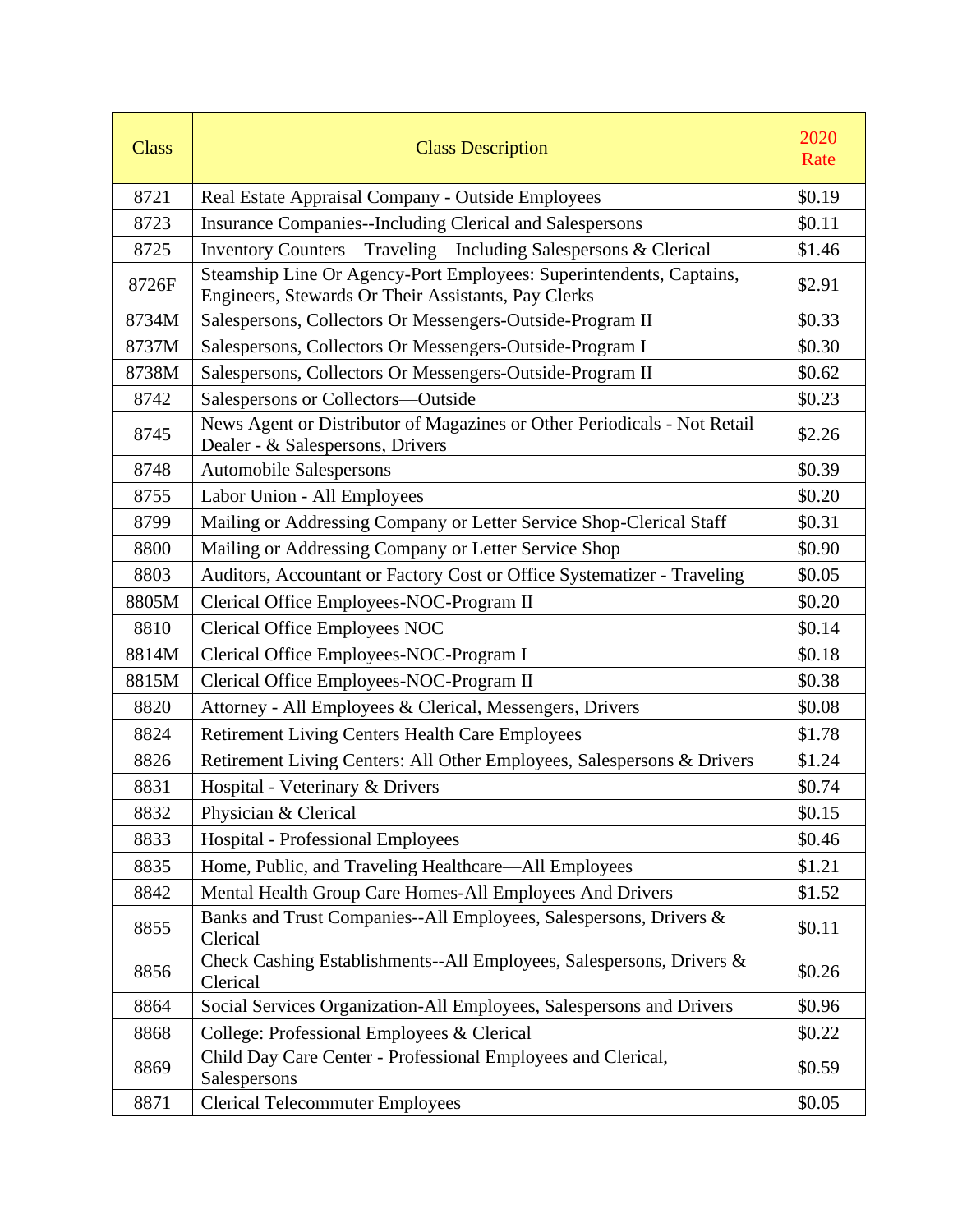| Class | Class Description | 2020 Rate |
|---|---|---|
| 8721 | Real Estate Appraisal Company - Outside Employees | $0.19 |
| 8723 | Insurance Companies--Including Clerical and Salespersons | $0.11 |
| 8725 | Inventory Counters—Traveling—Including Salespersons & Clerical | $1.46 |
| 8726F | Steamship Line Or Agency-Port Employees: Superintendents, Captains, Engineers, Stewards Or Their Assistants, Pay Clerks | $2.91 |
| 8734M | Salespersons, Collectors Or Messengers-Outside-Program II | $0.33 |
| 8737M | Salespersons, Collectors Or Messengers-Outside-Program I | $0.30 |
| 8738M | Salespersons, Collectors Or Messengers-Outside-Program II | $0.62 |
| 8742 | Salespersons or Collectors—Outside | $0.23 |
| 8745 | News Agent or Distributor of Magazines or Other Periodicals - Not Retail Dealer - & Salespersons, Drivers | $2.26 |
| 8748 | Automobile Salespersons | $0.39 |
| 8755 | Labor Union - All Employees | $0.20 |
| 8799 | Mailing or Addressing Company or Letter Service Shop-Clerical Staff | $0.31 |
| 8800 | Mailing or Addressing Company or Letter Service Shop | $0.90 |
| 8803 | Auditors, Accountant or Factory Cost or Office Systematizer - Traveling | $0.05 |
| 8805M | Clerical Office Employees-NOC-Program II | $0.20 |
| 8810 | Clerical Office Employees NOC | $0.14 |
| 8814M | Clerical Office Employees-NOC-Program I | $0.18 |
| 8815M | Clerical Office Employees-NOC-Program II | $0.38 |
| 8820 | Attorney - All Employees & Clerical, Messengers, Drivers | $0.08 |
| 8824 | Retirement Living Centers Health Care Employees | $1.78 |
| 8826 | Retirement Living Centers: All Other Employees, Salespersons & Drivers | $1.24 |
| 8831 | Hospital - Veterinary & Drivers | $0.74 |
| 8832 | Physician & Clerical | $0.15 |
| 8833 | Hospital - Professional Employees | $0.46 |
| 8835 | Home, Public, and Traveling Healthcare—All Employees | $1.21 |
| 8842 | Mental Health Group Care Homes-All Employees And Drivers | $1.52 |
| 8855 | Banks and Trust Companies--All Employees, Salespersons, Drivers & Clerical | $0.11 |
| 8856 | Check Cashing Establishments--All Employees, Salespersons, Drivers & Clerical | $0.26 |
| 8864 | Social Services Organization-All Employees, Salespersons and Drivers | $0.96 |
| 8868 | College: Professional Employees & Clerical | $0.22 |
| 8869 | Child Day Care Center - Professional Employees and Clerical, Salespersons | $0.59 |
| 8871 | Clerical Telecommuter Employees | $0.05 |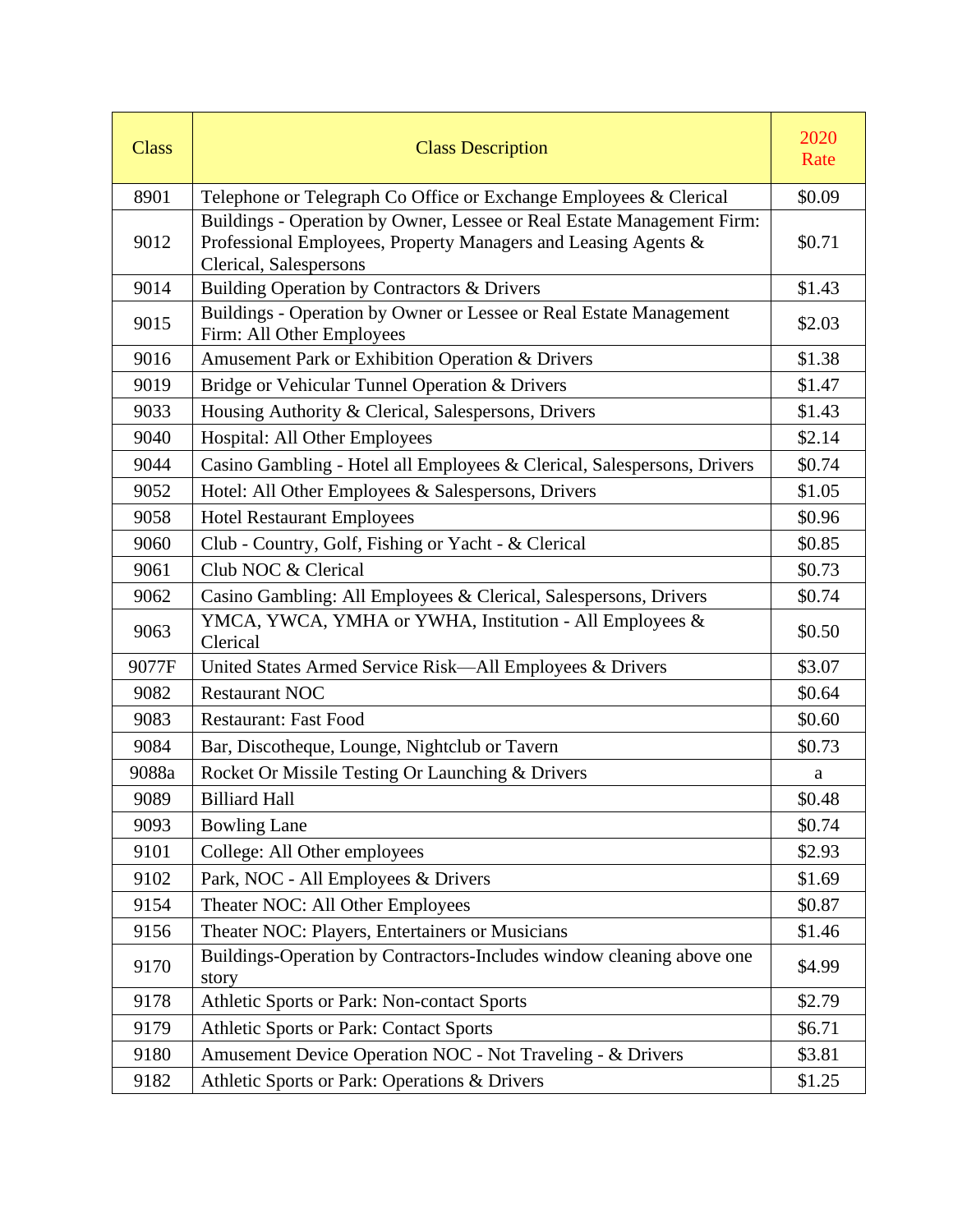| Class | Class Description | 2020 Rate |
|---|---|---|
| 8901 | Telephone or Telegraph Co Office or Exchange Employees & Clerical | $0.09 |
| 9012 | Buildings - Operation by Owner, Lessee or Real Estate Management Firm: Professional Employees, Property Managers and Leasing Agents & Clerical, Salespersons | $0.71 |
| 9014 | Building Operation by Contractors & Drivers | $1.43 |
| 9015 | Buildings - Operation by Owner or Lessee or Real Estate Management Firm: All Other Employees | $2.03 |
| 9016 | Amusement Park or Exhibition Operation & Drivers | $1.38 |
| 9019 | Bridge or Vehicular Tunnel Operation & Drivers | $1.47 |
| 9033 | Housing Authority & Clerical, Salespersons, Drivers | $1.43 |
| 9040 | Hospital: All Other Employees | $2.14 |
| 9044 | Casino Gambling - Hotel all Employees & Clerical, Salespersons, Drivers | $0.74 |
| 9052 | Hotel: All Other Employees & Salespersons, Drivers | $1.05 |
| 9058 | Hotel Restaurant Employees | $0.96 |
| 9060 | Club - Country, Golf, Fishing or Yacht - & Clerical | $0.85 |
| 9061 | Club NOC & Clerical | $0.73 |
| 9062 | Casino Gambling: All Employees & Clerical, Salespersons, Drivers | $0.74 |
| 9063 | YMCA, YWCA, YMHA or YWHA, Institution - All Employees & Clerical | $0.50 |
| 9077F | United States Armed Service Risk—All Employees & Drivers | $3.07 |
| 9082 | Restaurant NOC | $0.64 |
| 9083 | Restaurant: Fast Food | $0.60 |
| 9084 | Bar, Discotheque, Lounge, Nightclub or Tavern | $0.73 |
| 9088a | Rocket Or Missile Testing Or Launching & Drivers | a |
| 9089 | Billiard Hall | $0.48 |
| 9093 | Bowling Lane | $0.74 |
| 9101 | College: All Other employees | $2.93 |
| 9102 | Park, NOC - All Employees & Drivers | $1.69 |
| 9154 | Theater NOC: All Other Employees | $0.87 |
| 9156 | Theater NOC: Players, Entertainers or Musicians | $1.46 |
| 9170 | Buildings-Operation by Contractors-Includes window cleaning above one story | $4.99 |
| 9178 | Athletic Sports or Park: Non-contact Sports | $2.79 |
| 9179 | Athletic Sports or Park: Contact Sports | $6.71 |
| 9180 | Amusement Device Operation NOC - Not Traveling - & Drivers | $3.81 |
| 9182 | Athletic Sports or Park: Operations & Drivers | $1.25 |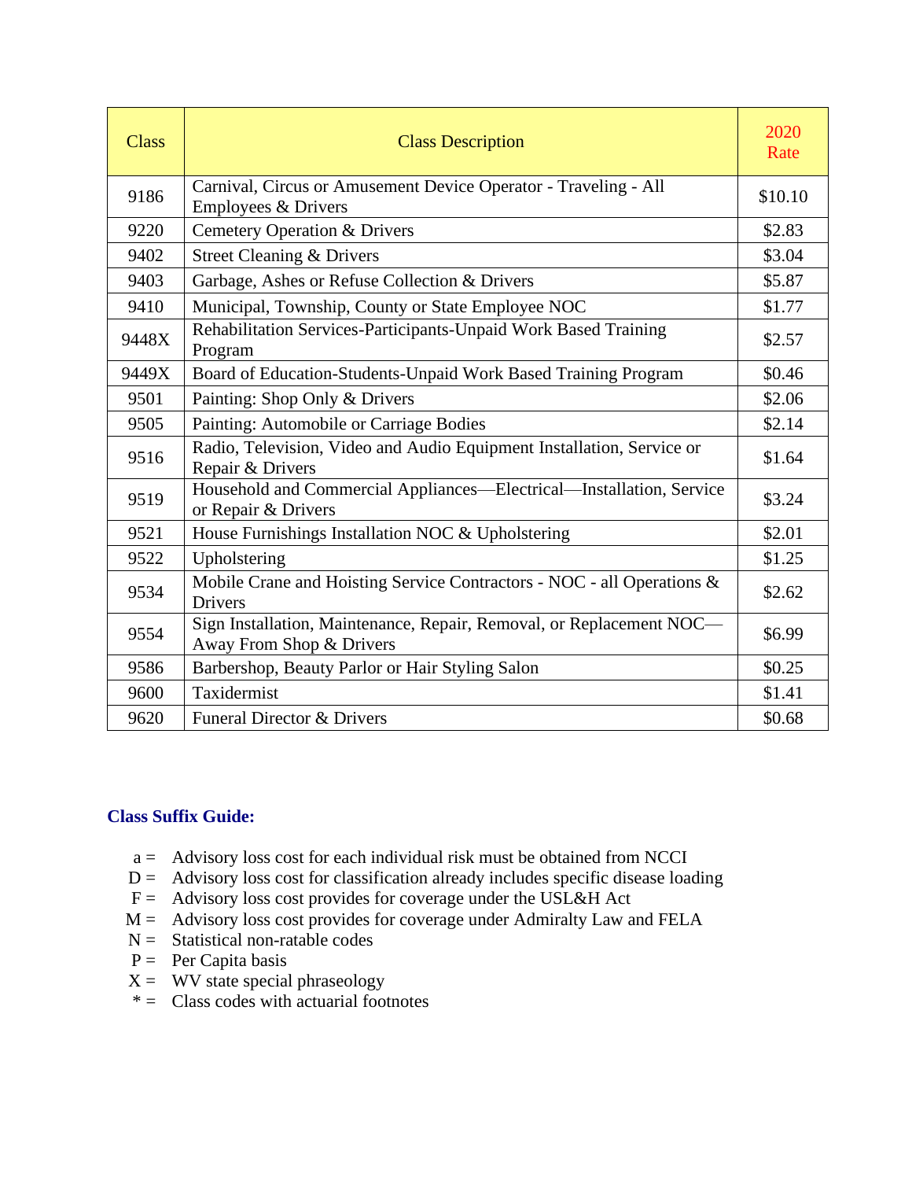| Class | Class Description | 2020 Rate |
|---|---|---|
| 9186 | Carnival, Circus or Amusement Device Operator - Traveling - All Employees & Drivers | $10.10 |
| 9220 | Cemetery Operation & Drivers | $2.83 |
| 9402 | Street Cleaning & Drivers | $3.04 |
| 9403 | Garbage, Ashes or Refuse Collection & Drivers | $5.87 |
| 9410 | Municipal, Township, County or State Employee NOC | $1.77 |
| 9448X | Rehabilitation Services-Participants-Unpaid Work Based Training Program | $2.57 |
| 9449X | Board of Education-Students-Unpaid Work Based Training Program | $0.46 |
| 9501 | Painting: Shop Only & Drivers | $2.06 |
| 9505 | Painting: Automobile or Carriage Bodies | $2.14 |
| 9516 | Radio, Television, Video and Audio Equipment Installation, Service or Repair & Drivers | $1.64 |
| 9519 | Household and Commercial Appliances—Electrical—Installation, Service or Repair & Drivers | $3.24 |
| 9521 | House Furnishings Installation NOC & Upholstering | $2.01 |
| 9522 | Upholstering | $1.25 |
| 9534 | Mobile Crane and Hoisting Service Contractors - NOC - all Operations & Drivers | $2.62 |
| 9554 | Sign Installation, Maintenance, Repair, Removal, or Replacement NOC—Away From Shop & Drivers | $6.99 |
| 9586 | Barbershop, Beauty Parlor or Hair Styling Salon | $0.25 |
| 9600 | Taxidermist | $1.41 |
| 9620 | Funeral Director & Drivers | $0.68 |

**Class Suffix Guide:**

- a = Advisory loss cost for each individual risk must be obtained from NCCI
- D = Advisory loss cost for classification already includes specific disease loading
- F = Advisory loss cost provides for coverage under the USL&H Act
- M = Advisory loss cost provides for coverage under Admiralty Law and FELA
- N = Statistical non-ratable codes
- P = Per Capita basis
- X = WV state special phraseology
- * = Class codes with actuarial footnotes